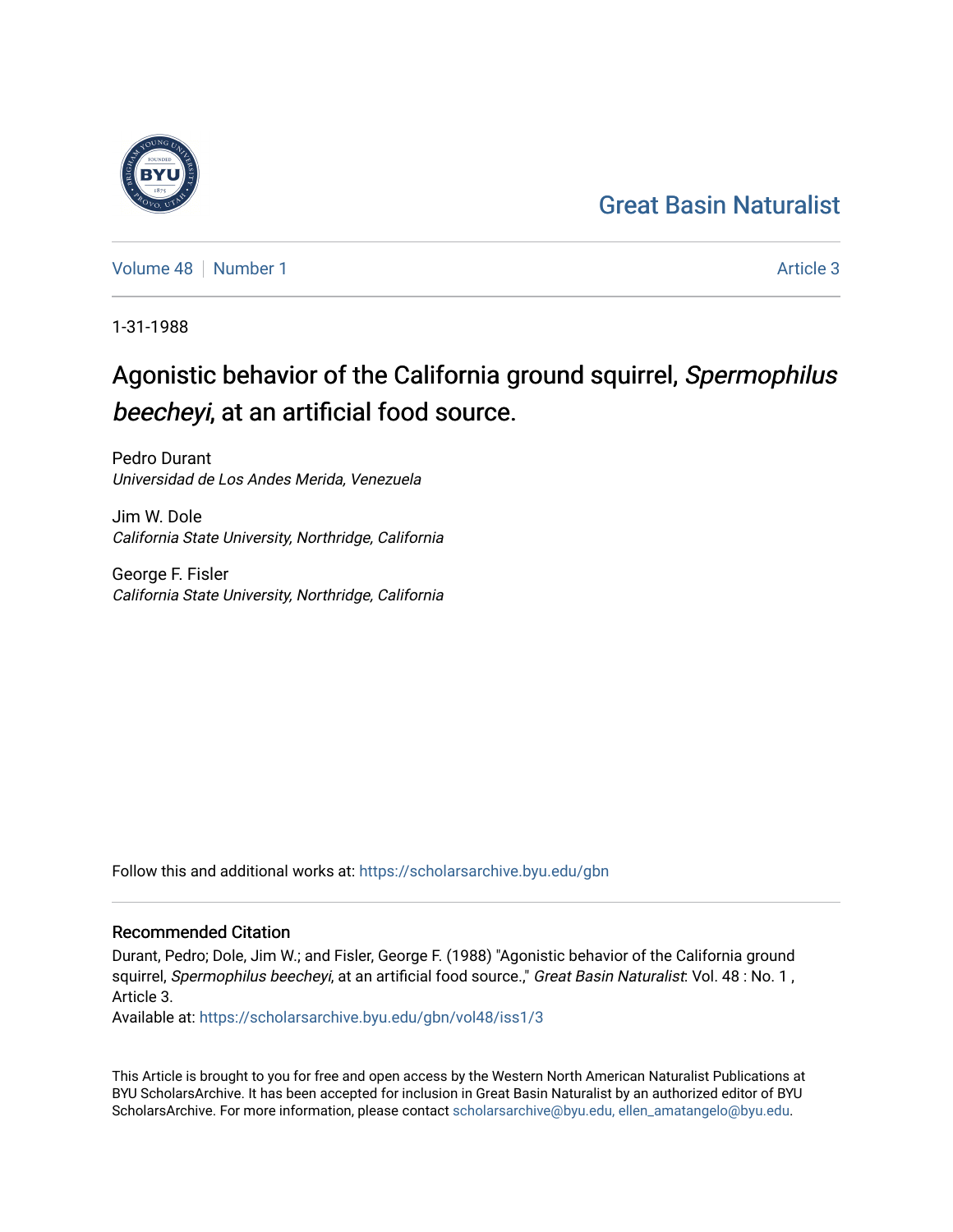# Great Basin Naturalist

Volume 48 | Number 1 Article 3

1-31-1988

# Agonistic behavior of the California ground squirrel, *Spermophilus beecheyi*, at an artificial food source.

Pedro Durant
*Universidad de Los Andes Merida, Venezuela*

Jim W. Dole
*California State University, Northridge, California*

George F. Fisler
*California State University, Northridge, California*

Follow this and additional works at: https://scholarsarchive.byu.edu/gbn

## Recommended Citation

Durant, Pedro; Dole, Jim W.; and Fisler, George F. (1988) "Agonistic behavior of the California ground squirrel, *Spermophilus beecheyi*, at an artificial food source.," *Great Basin Naturalist*: Vol. 48 : No. 1 , Article 3.
Available at: https://scholarsarchive.byu.edu/gbn/vol48/iss1/3

This Article is brought to you for free and open access by the Western North American Naturalist Publications at BYU ScholarsArchive. It has been accepted for inclusion in Great Basin Naturalist by an authorized editor of BYU ScholarsArchive. For more information, please contact scholarsarchive@byu.edu, ellen_amatangelo@byu.edu.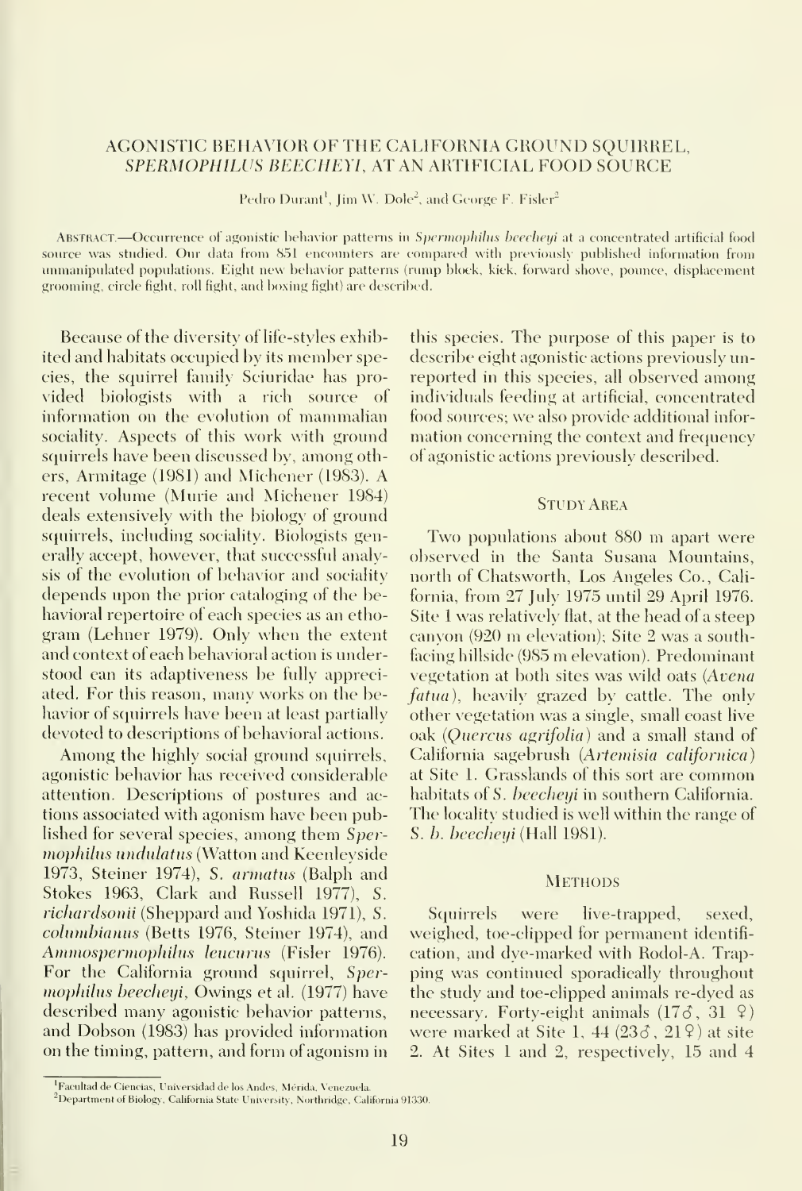# AGONISTIC BEHAVIOR OF THE CALIFORNIA GROUND SQUIRREL, *SPERMOPHILUS BEECHEYI*, AT AN ARTIFICIAL FOOD SOURCE

Pedro Durant[1], Jim W. Dole[2], and George F. Fisler[2]

ABSTRACT.—Occurrence of agonistic behavior patterns in *Spermophilus beecheyi* at a concentrated artificial food source was studied. Our data from 851 encounters are compared with previously published information from unmanipulated populations. Eight new behavior patterns (rump block, kick, forward shove, pounce, displacement grooming, circle fight, roll fight, and boxing fight) are described.

Because of the diversity of life-styles exhibited and habitats occupied by its member species, the squirrel family Sciuridae has provided biologists with a rich source of information on the evolution of mammalian sociality. Aspects of this work with ground squirrels have been discussed by, among others, Armitage (1981) and Michener (1983). A recent volume (Murie and Michener 1984) deals extensively with the biology of ground squirrels, including sociality. Biologists generally accept, however, that successful analysis of the evolution of behavior and sociality depends upon the prior cataloging of the behavioral repertoire of each species as an ethogram (Lehner 1979). Only when the extent and context of each behavioral action is understood can its adaptiveness be fully appreciated. For this reason, many works on the behavior of squirrels have been at least partially devoted to descriptions of behavioral actions.

Among the highly social ground squirrels, agonistic behavior has received considerable attention. Descriptions of postures and actions associated with agonism have been published for several species, among them *Spermophilus undulatus* (Watton and Keenleyside 1973, Steiner 1974), *S. armatus* (Balph and Stokes 1963, Clark and Russell 1977), *S. richardsonii* (Sheppard and Yoshida 1971), *S. columbianus* (Betts 1976, Steiner 1974), and *Ammospermophilus leucurus* (Fisler 1976). For the California ground squirrel, *Spermophilus beecheyi*, Owings et al. (1977) have described many agonistic behavior patterns, and Dobson (1983) has provided information on the timing, pattern, and form of agonism in this species. The purpose of this paper is to describe eight agonistic actions previously unreported in this species, all observed among individuals feeding at artificial, concentrated food sources; we also provide additional information concerning the context and frequency of agonistic actions previously described.

## STUDY AREA

Two populations about 880 m apart were observed in the Santa Susana Mountains, north of Chatsworth, Los Angeles Co., California, from 27 July 1975 until 29 April 1976. Site 1 was relatively flat, at the head of a steep canyon (920 m elevation); Site 2 was a south-facing hillside (985 m elevation). Predominant vegetation at both sites was wild oats (*Avena fatua*), heavily grazed by cattle. The only other vegetation was a single, small coast live oak (*Quercus agrifolia*) and a small stand of California sagebrush (*Artemisia californica*) at Site 1. Grasslands of this sort are common habitats of *S. beecheyi* in southern California. The locality studied is well within the range of *S. b. beecheyi* (Hall 1981).

## METHODS

Squirrels were live-trapped, sexed, weighed, toe-clipped for permanent identification, and dye-marked with Rodol-A. Trapping was continued sporadically throughout the study and toe-clipped animals re-dyed as necessary. Forty-eight animals (17♂, 31♀) were marked at Site 1, 44 (23♂, 21♀) at site 2. At Sites 1 and 2, respectively, 15 and 4

[1] Facultad de Ciencias, Universidad de los Andes, Mérida, Venezuela.

[2] Department of Biology, California State University, Northridge, California 91330.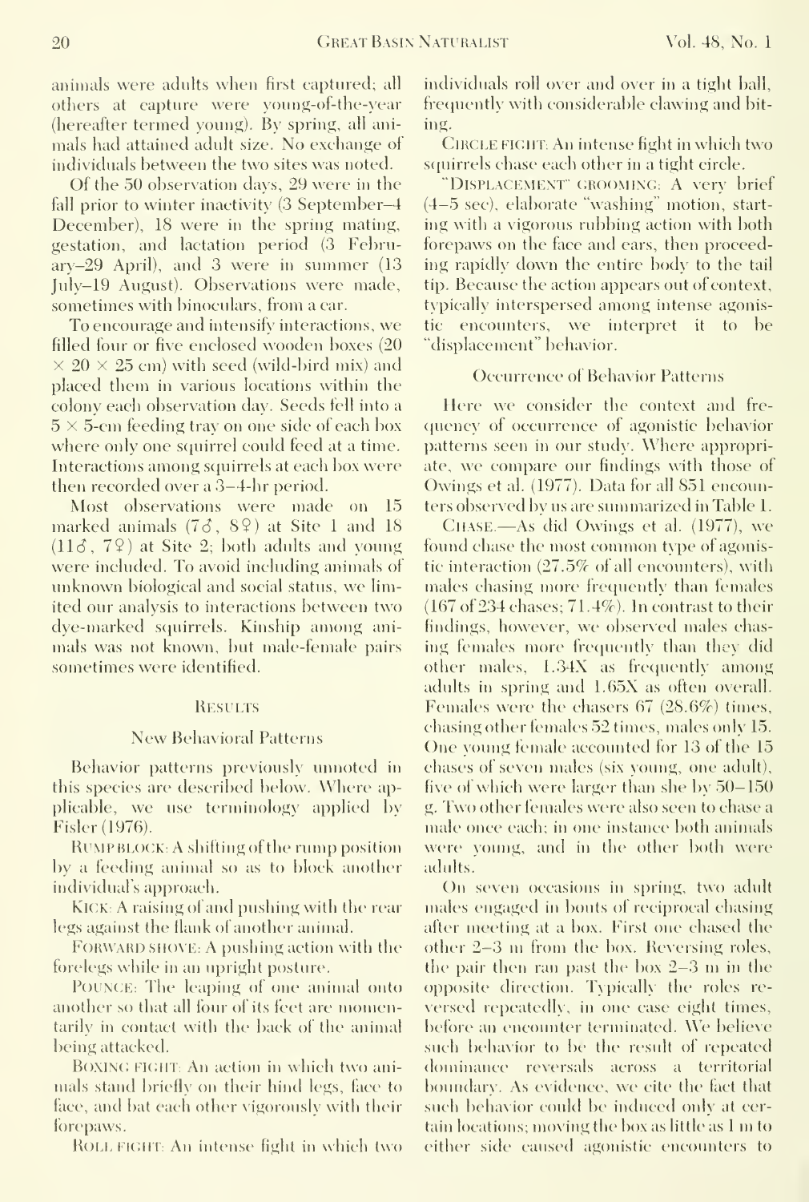animals were adults when first captured; all others at capture were young-of-the-year (hereafter termed young). By spring, all animals had attained adult size. No exchange of individuals between the two sites was noted.

Of the 50 observation days, 29 were in the fall prior to winter inactivity (3 September–4 December), 18 were in the spring mating, gestation, and lactation period (3 February–29 April), and 3 were in summer (13 July–19 August). Observations were made, sometimes with binoculars, from a car.

To encourage and intensify interactions, we filled four or five enclosed wooden boxes (20 × 20 × 25 cm) with seed (wild-bird mix) and placed them in various locations within the colony each observation day. Seeds fell into a 5 × 5-cm feeding tray on one side of each box where only one squirrel could feed at a time. Interactions among squirrels at each box were then recorded over a 3–4-hr period.

Most observations were made on 15 marked animals (7♂, 8♀) at Site 1 and 18 (11♂, 7♀) at Site 2; both adults and young were included. To avoid including animals of unknown biological and social status, we limited our analysis to interactions between two dye-marked squirrels. Kinship among animals was not known, but male-female pairs sometimes were identified.

## Results

### New Behavioral Patterns

Behavior patterns previously unnoted in this species are described below. Where applicable, we use terminology applied by Fisler (1976).

Rump block: A shifting of the rump position by a feeding animal so as to block another individual's approach.

Kick: A raising of and pushing with the rear legs against the flank of another animal.

Forward shove: A pushing action with the forelegs while in an upright posture.

Pounce: The leaping of one animal onto another so that all four of its feet are momentarily in contact with the back of the animal being attacked.

Boxing fight: An action in which two animals stand briefly on their hind legs, face to face, and bat each other vigorously with their forepaws.

Roll fight: An intense fight in which two individuals roll over and over in a tight ball, frequently with considerable clawing and biting.

Circle fight: An intense fight in which two squirrels chase each other in a tight circle.

"Displacement" grooming: A very brief (4–5 sec), elaborate "washing" motion, starting with a vigorous rubbing action with both forepaws on the face and ears, then proceeding rapidly down the entire body to the tail tip. Because the action appears out of context, typically interspersed among intense agonistic encounters, we interpret it to be "displacement" behavior.

### Occurrence of Behavior Patterns

Here we consider the context and frequency of occurrence of agonistic behavior patterns seen in our study. Where appropriate, we compare our findings with those of Owings et al. (1977). Data for all 851 encounters observed by us are summarized in Table 1.

Chase.—As did Owings et al. (1977), we found chase the most common type of agonistic interaction (27.5% of all encounters), with males chasing more frequently than females (167 of 234 chases; 71.4%). In contrast to their findings, however, we observed males chasing females more frequently than they did other males, 1.34X as frequently among adults in spring and 1.65X as often overall. Females were the chasers 67 (28.6%) times, chasing other females 52 times, males only 15. One young female accounted for 13 of the 15 chases of seven males (six young, one adult), five of which were larger than she by 50–150 g. Two other females were also seen to chase a male once each; in one instance both animals were young, and in the other both were adults.

On seven occasions in spring, two adult males engaged in bouts of reciprocal chasing after meeting at a box. First one chased the other 2–3 m from the box. Reversing roles, the pair then ran past the box 2–3 m in the opposite direction. Typically the roles reversed repeatedly, in one case eight times, before an encounter terminated. We believe such behavior to be the result of repeated dominance reversals across a territorial boundary. As evidence, we cite the fact that such behavior could be induced only at certain locations; moving the box as little as 1 m to either side caused agonistic encounters to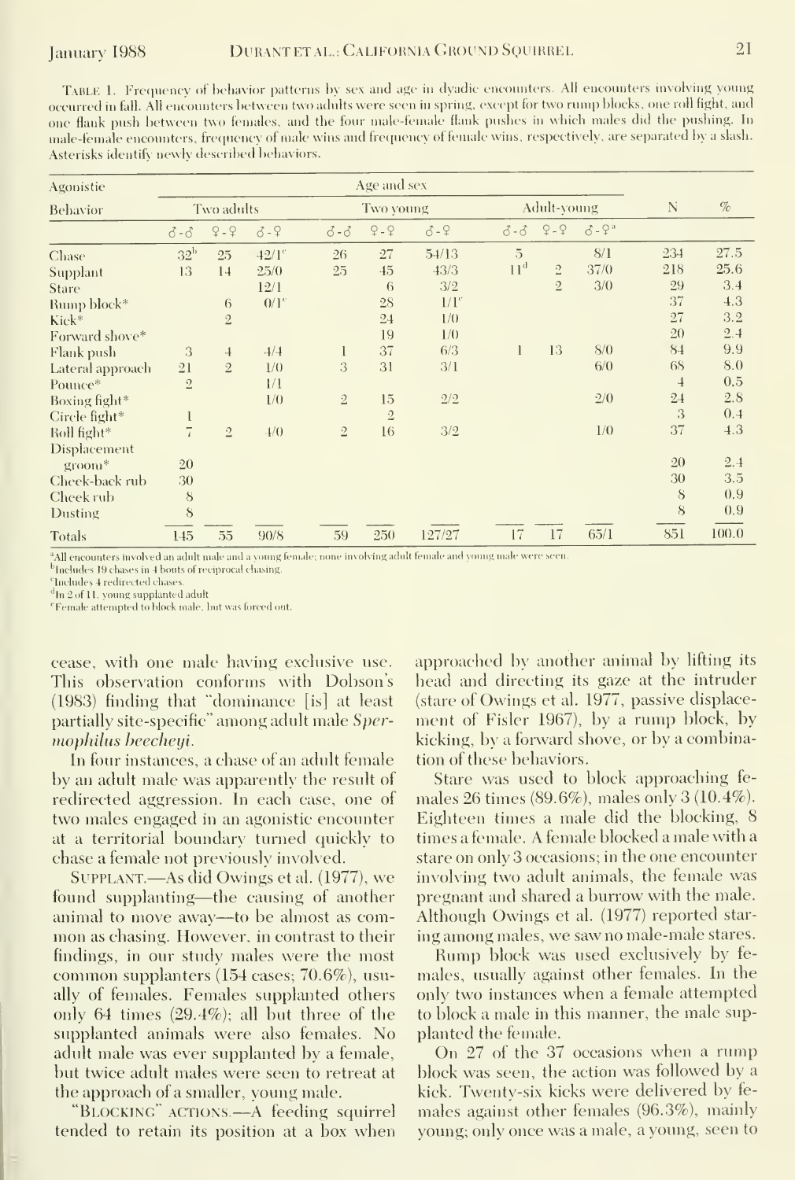TABLE 1. Frequency of behavior patterns by sex and age in dyadic encounters. All encounters involving young occurred in fall. All encounters between two adults were seen in spring, except for two rump blocks, one roll fight, and one flank push between two females, and the four male-female flank pushes in which males did the pushing. In male-female encounters, frequency of male wins and frequency of female wins, respectively, are separated by a slash. Asterisks identify newly described behaviors.

| Agonistic Behavior | Two adults | | | Two young | | | Adult-young | | | N | % |
|---|---|---|---|---|---|---|---|---|---|---|---|
| | ♂-♂ | ♀-♀ | ♂-♀ | ♂-♂ | ♀-♀ | ♂-♀ | ♂-♂ | ♀-♀ | ♂-♀[a] | | |
| Chase | 32[b] | 25 | 42/1[c] | 26 | 27 | 54/13 | 5 | | 8/1 | 234 | 27.5 |
| Supplant | 13 | 14 | 25/0 | 25 | 45 | 43/3 | 11[d] | 2 | 37/0 | 218 | 25.6 |
| Stare | | | 12/1 | | 6 | 3/2 | | 2 | 3/0 | 29 | 3.4 |
| Rump block* | | 6 | 0/1[e] | | 28 | 1/1[e] | | | | 37 | 4.3 |
| Kick* | | 2 | | | 24 | 1/0 | | | | 27 | 3.2 |
| Forward shove* | | | | | 19 | 1/0 | | | | 20 | 2.4 |
| Flank push | 3 | 4 | 4/4 | 1 | 37 | 6/3 | 1 | 13 | 8/0 | 84 | 9.9 |
| Lateral approach | 21 | 2 | 1/0 | 3 | 31 | 3/1 | | | 6/0 | 68 | 8.0 |
| Pounce* | 2 | | 1/1 | | | | | | | 4 | 0.5 |
| Boxing fight* | | | 1/0 | 2 | 15 | 2/2 | | | 2/0 | 24 | 2.8 |
| Circle fight* | 1 | | | | 2 | | | | | 3 | 0.4 |
| Roll fight* | 7 | 2 | 4/0 | 2 | 16 | 3/2 | | | 1/0 | 37 | 4.3 |
| Displacement groom* | 20 | | | | | | | | | 20 | 2.4 |
| Cheek-back rub | 30 | | | | | | | | | 30 | 3.5 |
| Cheek rub | 8 | | | | | | | | | 8 | 0.9 |
| Dusting | 8 | | | | | | | | | 8 | 0.9 |
| Totals | 145 | 55 | 90/8 | 59 | 250 | 127/27 | 17 | 17 | 65/1 | 851 | 100.0 |

[a]All encounters involved an adult male and a young female; none involving adult female and young male were seen.
[b]Includes 19 chases in 4 bouts of reciprocal chasing.
[c]Includes 4 redirected chases.
[d]In 2 of 11, young supplanted adult.
[e]Female attempted to block male, but was forced out.

cease, with one male having exclusive use. This observation conforms with Dobson's (1983) finding that "dominance [is] at least partially site-specific" among adult male *Spermophilus beecheyi*.

In four instances, a chase of an adult female by an adult male was apparently the result of redirected aggression. In each case, one of two males engaged in an agonistic encounter at a territorial boundary turned quickly to chase a female not previously involved.

SUPPLANT.—As did Owings et al. (1977), we found supplanting—the causing of another animal to move away—to be almost as common as chasing. However, in contrast to their findings, in our study males were the most common supplanters (154 cases; 70.6%), usually of females. Females supplanted others only 64 times (29.4%); all but three of the supplanted animals were also females. No adult male was ever supplanted by a female, but twice adult males were seen to retreat at the approach of a smaller, young male.

"BLOCKING" ACTIONS.—A feeding squirrel tended to retain its position at a box when approached by another animal by lifting its head and directing its gaze at the intruder (stare of Owings et al. 1977, passive displacement of Fisler 1967), by a rump block, by kicking, by a forward shove, or by a combination of these behaviors.

Stare was used to block approaching females 26 times (89.6%), males only 3 (10.4%). Eighteen times a male did the blocking, 8 times a female. A female blocked a male with a stare on only 3 occasions; in the one encounter involving two adult animals, the female was pregnant and shared a burrow with the male. Although Owings et al. (1977) reported staring among males, we saw no male-male stares.

Rump block was used exclusively by females, usually against other females. In the only two instances when a female attempted to block a male in this manner, the male supplanted the female.

On 27 of the 37 occasions when a rump block was seen, the action was followed by a kick. Twenty-six kicks were delivered by females against other females (96.3%), mainly young; only once was a male, a young, seen to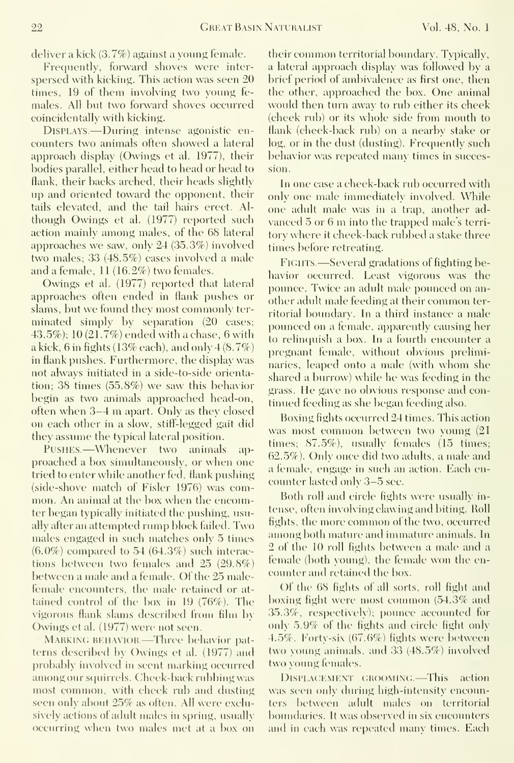deliver a kick (3.7%) against a young female.

Frequently, forward shoves were interspersed with kicking. This action was seen 20 times, 19 of them involving two young females. All but two forward shoves occurred coincidentally with kicking.

DISPLAYS.—During intense agonistic encounters two animals often showed a lateral approach display (Owings et al. 1977), their bodies parallel, either head to head or head to flank, their backs arched, their heads slightly up and oriented toward the opponent, their tails elevated, and the tail hairs erect. Although Owings et al. (1977) reported such action mainly among males, of the 68 lateral approaches we saw, only 24 (35.3%) involved two males; 33 (48.5%) cases involved a male and a female, 11 (16.2%) two females.

Owings et al. (1977) reported that lateral approaches often ended in flank pushes or slams, but we found they most commonly terminated simply by separation (20 cases; 43.5%); 10 (21.7%) ended with a chase, 6 with a kick, 6 in fights (13% each), and only 4 (8.7%) in flank pushes. Furthermore, the display was not always initiated in a side-to-side orientation; 38 times (55.8%) we saw this behavior begin as two animals approached head-on, often when 3–4 m apart. Only as they closed on each other in a slow, stiff-legged gait did they assume the typical lateral position.

PUSHES.—Whenever two animals approached a box simultaneously, or when one tried to enter while another fed, flank pushing (side-shove match of Fisler 1976) was common. An animal at the box when the encounter began typically initiated the pushing, usually after an attempted rump block failed. Two males engaged in such matches only 5 times (6.0%) compared to 54 (64.3%) such interactions between two females and 25 (29.8%) between a male and a female. Of the 25 male-female encounters, the male retained or attained control of the box in 19 (76%). The vigorous flank slams described from film by Owings et al. (1977) were not seen.

MARKING BEHAVIOR.—Three behavior patterns described by Owings et al. (1977) and probably involved in scent marking occurred among our squirrels. Cheek-back rubbing was most common, with cheek rub and dusting seen only about 25% as often. All were exclusively actions of adult males in spring, usually occurring when two males met at a box on their common territorial boundary. Typically, a lateral approach display was followed by a brief period of ambivalence as first one, then the other, approached the box. One animal would then turn away to rub either its cheek (cheek rub) or its whole side from mouth to flank (cheek-back rub) on a nearby stake or log, or in the dust (dusting). Frequently such behavior was repeated many times in succession.

In one case a cheek-back rub occurred with only one male immediately involved. While one adult male was in a trap, another advanced 5 or 6 m into the trapped male's territory where it cheek-back rubbed a stake three times before retreating.

FIGHTS.—Several gradations of fighting behavior occurred. Least vigorous was the pounce. Twice an adult male pounced on another adult male feeding at their common territorial boundary. In a third instance a male pounced on a female, apparently causing her to relinquish a box. In a fourth encounter a pregnant female, without obvious preliminaries, leaped onto a male (with whom she shared a burrow) while he was feeding in the grass. He gave no obvious response and continued feeding as she began feeding also.

Boxing fights occurred 24 times. This action was most common between two young (21 times; 87.5%), usually females (15 times; 62.5%). Only once did two adults, a male and a female, engage in such an action. Each encounter lasted only 3–5 sec.

Both roll and circle fights were usually intense, often involving clawing and biting. Roll fights, the more common of the two, occurred among both mature and immature animals. In 2 of the 10 roll fights between a male and a female (both young), the female won the encounter and retained the box.

Of the 68 fights of all sorts, roll fight and boxing fight were most common (54.3% and 35.3%, respectively); pounce accounted for only 5.9% of the fights and circle fight only 4.5%. Forty-six (67.6%) fights were between two young animals, and 33 (48.5%) involved two young females.

DISPLACEMENT GROOMING.—This action was seen only during high-intensity encounters between adult males on territorial boundaries. It was observed in six encounters and in each was repeated many times. Each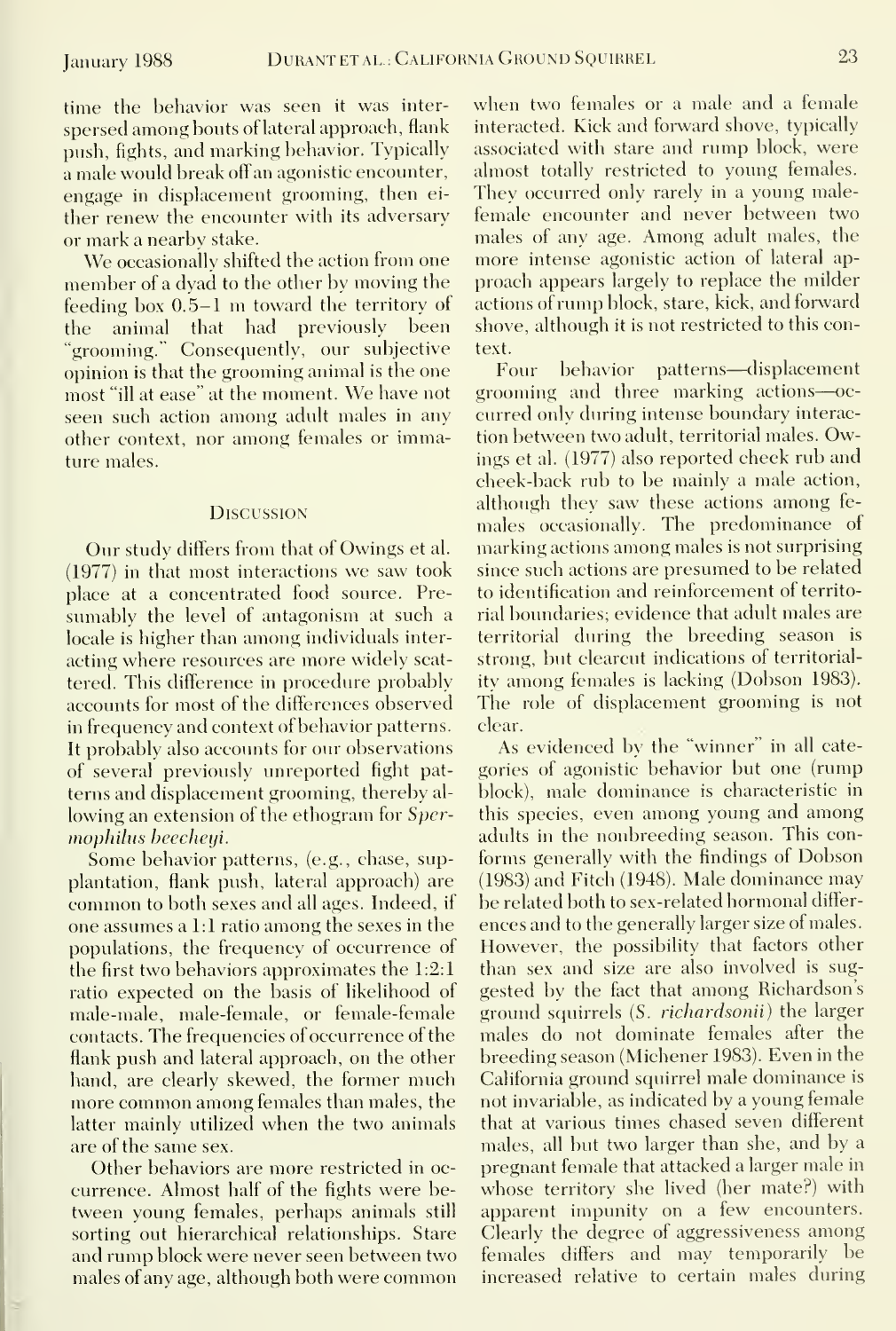time the behavior was seen it was interspersed among bouts of lateral approach, flank push, fights, and marking behavior. Typically a male would break off an agonistic encounter, engage in displacement grooming, then either renew the encounter with its adversary or mark a nearby stake.

We occasionally shifted the action from one member of a dyad to the other by moving the feeding box 0.5–1 m toward the territory of the animal that had previously been "grooming." Consequently, our subjective opinion is that the grooming animal is the one most "ill at ease" at the moment. We have not seen such action among adult males in any other context, nor among females or immature males.

## Discussion

Our study differs from that of Owings et al. (1977) in that most interactions we saw took place at a concentrated food source. Presumably the level of antagonism at such a locale is higher than among individuals interacting where resources are more widely scattered. This difference in procedure probably accounts for most of the differences observed in frequency and context of behavior patterns. It probably also accounts for our observations of several previously unreported fight patterns and displacement grooming, thereby allowing an extension of the ethogram for *Spermophilus beecheyi*.

Some behavior patterns, (e.g., chase, supplantation, flank push, lateral approach) are common to both sexes and all ages. Indeed, if one assumes a 1:1 ratio among the sexes in the populations, the frequency of occurrence of the first two behaviors approximates the 1:2:1 ratio expected on the basis of likelihood of male-male, male-female, or female-female contacts. The frequencies of occurrence of the flank push and lateral approach, on the other hand, are clearly skewed, the former much more common among females than males, the latter mainly utilized when the two animals are of the same sex.

Other behaviors are more restricted in occurrence. Almost half of the fights were between young females, perhaps animals still sorting out hierarchical relationships. Stare and rump block were never seen between two males of any age, although both were common when two females or a male and a female interacted. Kick and forward shove, typically associated with stare and rump block, were almost totally restricted to young females. They occurred only rarely in a young male-female encounter and never between two males of any age. Among adult males, the more intense agonistic action of lateral approach appears largely to replace the milder actions of rump block, stare, kick, and forward shove, although it is not restricted to this context.

Four behavior patterns—displacement grooming and three marking actions—occurred only during intense boundary interaction between two adult, territorial males. Owings et al. (1977) also reported cheek rub and cheek-back rub to be mainly a male action, although they saw these actions among females occasionally. The predominance of marking actions among males is not surprising since such actions are presumed to be related to identification and reinforcement of territorial boundaries; evidence that adult males are territorial during the breeding season is strong, but clearcut indications of territoriality among females is lacking (Dobson 1983). The role of displacement grooming is not clear.

As evidenced by the "winner" in all categories of agonistic behavior but one (rump block), male dominance is characteristic in this species, even among young and among adults in the nonbreeding season. This conforms generally with the findings of Dobson (1983) and Fitch (1948). Male dominance may be related both to sex-related hormonal differences and to the generally larger size of males. However, the possibility that factors other than sex and size are also involved is suggested by the fact that among Richardson's ground squirrels (*S. richardsonii*) the larger males do not dominate females after the breeding season (Michener 1983). Even in the California ground squirrel male dominance is not invariable, as indicated by a young female that at various times chased seven different males, all but two larger than she, and by a pregnant female that attacked a larger male in whose territory she lived (her mate?) with apparent impunity on a few encounters. Clearly the degree of aggressiveness among females differs and may temporarily be increased relative to certain males during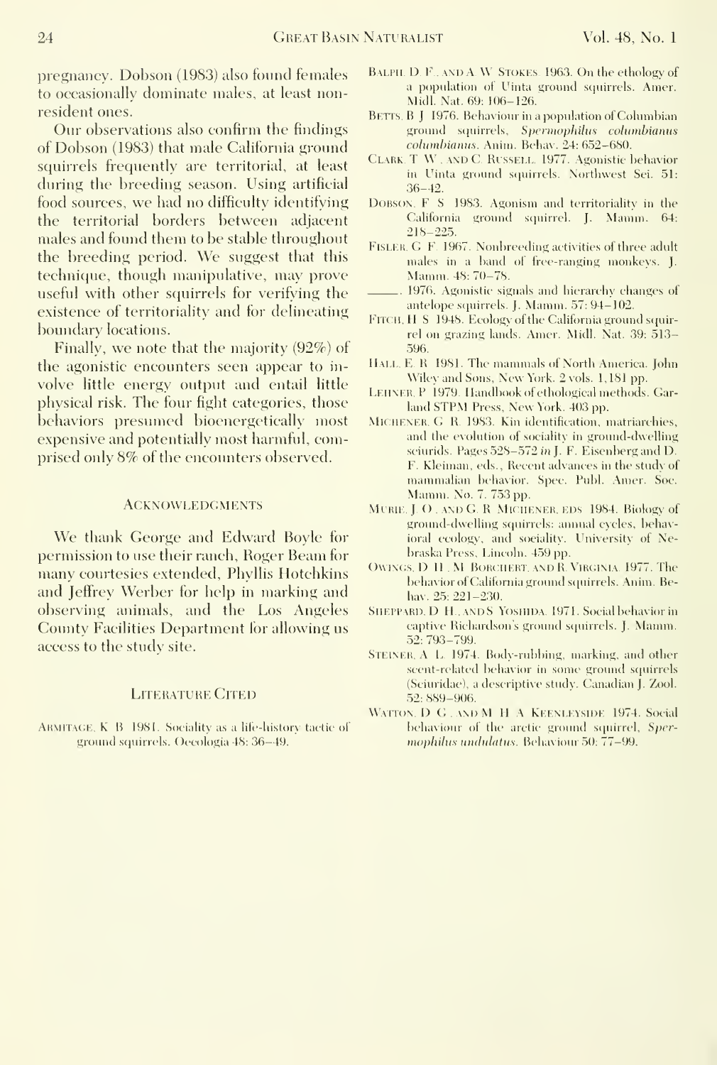pregnancy. Dobson (1983) also found females to occasionally dominate males, at least nonresident ones.

Our observations also confirm the findings of Dobson (1983) that male California ground squirrels frequently are territorial, at least during the breeding season. Using artificial food sources, we had no difficulty identifying the territorial borders between adjacent males and found them to be stable throughout the breeding period. We suggest that this technique, though manipulative, may prove useful with other squirrels for verifying the existence of territoriality and for delineating boundary locations.

Finally, we note that the majority (92%) of the agonistic encounters seen appear to involve little energy output and entail little physical risk. The four fight categories, those behaviors presumed bioenergetically most expensive and potentially most harmful, comprised only 8% of the encounters observed.

## Acknowledgments

We thank George and Edward Boyle for permission to use their ranch, Roger Beam for many courtesies extended, Phyllis Hotchkins and Jeffrey Werber for help in marking and observing animals, and the Los Angeles County Facilities Department for allowing us access to the study site.

## Literature Cited

Armitage, K. B. 1981. Sociality as a life-history tactic of ground squirrels. Oecologia 48: 36–49.

Balph, D. F., and A. W. Stokes. 1963. On the ethology of a population of Uinta ground squirrels. Amer. Midl. Nat. 69: 106–126.

Betts, B. J. 1976. Behaviour in a population of Columbian ground squirrels, *Spermophilus columbianus columbianus*. Anim. Behav. 24: 652–680.

Clark, T. W., and C. Russell. 1977. Agonistic behavior in Uinta ground squirrels. Northwest Sci. 51: 36–42.

Dobson, F. S. 1983. Agonism and territoriality in the California ground squirrel. J. Mamm. 64: 218–225.

Fisler, G. F. 1967. Nonbreeding activities of three adult males in a band of free-ranging monkeys. J. Mamm. 48: 70–78.

______. 1976. Agonistic signals and hierarchy changes of antelope squirrels. J. Mamm. 57: 94–102.

Fitch, H. S. 1948. Ecology of the California ground squirrel on grazing lands. Amer. Midl. Nat. 39: 513–596.

Hall, E. R. 1981. The mammals of North America. John Wiley and Sons, New York. 2 vols. 1,181 pp.

Lehner, P. 1979. Handbook of ethological methods. Garland STPM Press, New York. 403 pp.

Michener, G. R. 1983. Kin identification, matriarchies, and the evolution of sociality in ground-dwelling sciurids. Pages 528–572 *in* J. F. Eisenberg and D. F. Kleiman, eds., Recent advances in the study of mammalian behavior. Spec. Publ. Amer. Soc. Mamm. No. 7. 753 pp.

Murie, J. O., and G. R. Michener, eds. 1984. Biology of ground-dwelling squirrels: annual cycles, behavioral ecology, and sociality. University of Nebraska Press, Lincoln. 459 pp.

Owings, D. H., M. Borchert, and R. Virginia. 1977. The behavior of California ground squirrels. Anim. Behav. 25: 221–230.

Sheppard, D. H., and S. Yoshida. 1971. Social behavior in captive Richardson's ground squirrels. J. Mamm. 52: 793–799.

Steiner, A. L. 1974. Body-rubbing, marking, and other scent-related behavior in some ground squirrels (Sciuridae), a descriptive study. Canadian J. Zool. 52: 889–906.

Watton, D. G., and M. H. A. Keenleyside. 1974. Social behaviour of the arctic ground squirrel, *Spermophilus undulatus*. Behaviour 50: 77–99.